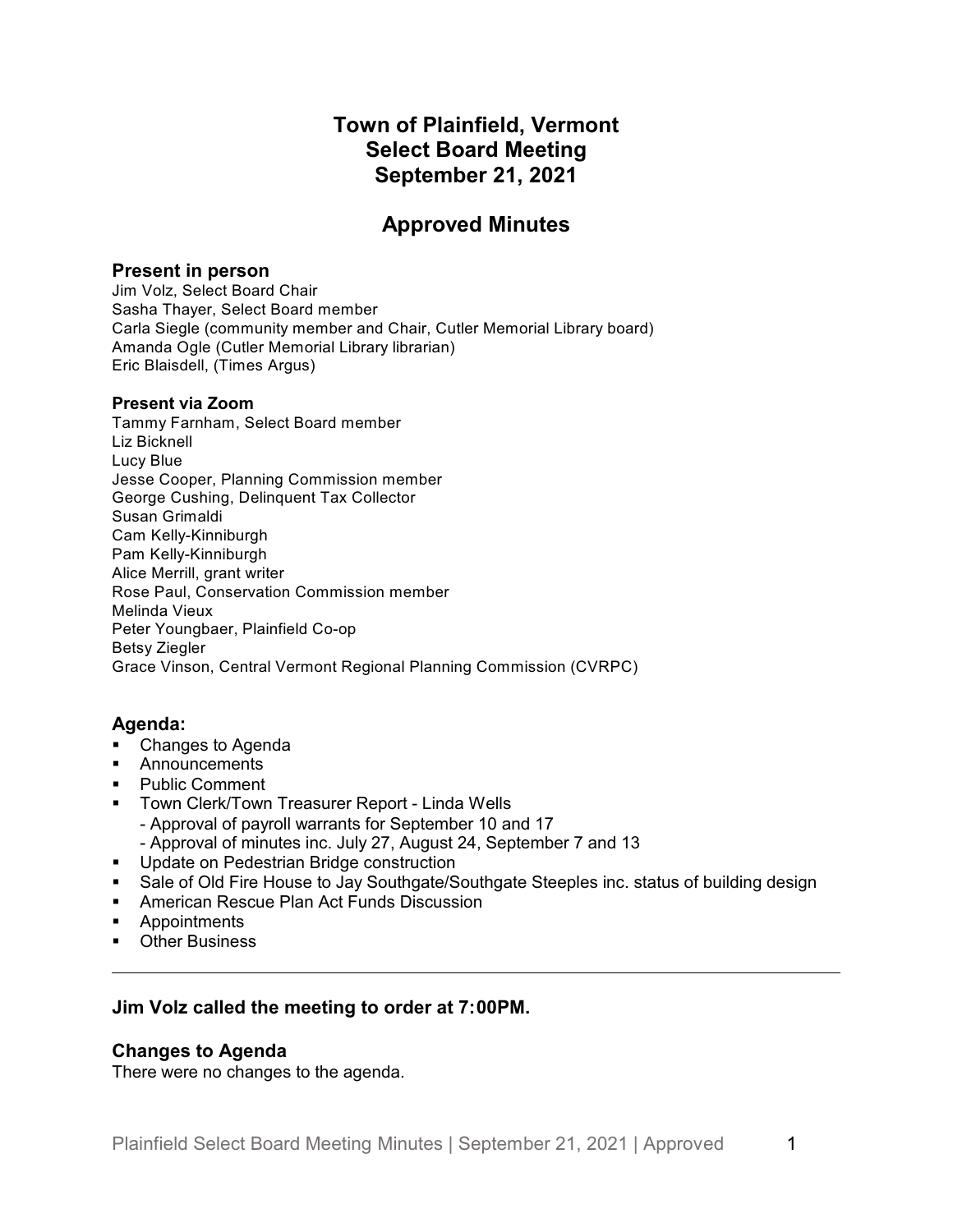# Town of Plainfield, Vermont
# Select Board Meeting
# September 21, 2021

## Approved Minutes

### Present in person

Jim Volz, Select Board Chair
Sasha Thayer, Select Board member
Carla Siegle (community member and Chair, Cutler Memorial Library board)
Amanda Ogle (Cutler Memorial Library librarian)
Eric Blaisdell, (Times Argus)

#### Present via Zoom

Tammy Farnham, Select Board member
Liz Bicknell
Lucy Blue
Jesse Cooper, Planning Commission member
George Cushing, Delinquent Tax Collector
Susan Grimaldi
Cam Kelly-Kinniburgh
Pam Kelly-Kinniburgh
Alice Merrill, grant writer
Rose Paul, Conservation Commission member
Melinda Vieux
Peter Youngbaer, Plainfield Co-op
Betsy Ziegler
Grace Vinson, Central Vermont Regional Planning Commission (CVRPC)

### Agenda:

- Changes to Agenda
- Announcements
- Public Comment
- Town Clerk/Town Treasurer Report - Linda Wells
  - Approval of payroll warrants for September 10 and 17
  - Approval of minutes inc. July 27, August 24, September 7 and 13
- Update on Pedestrian Bridge construction
- Sale of Old Fire House to Jay Southgate/Southgate Steeples inc. status of building design
- American Rescue Plan Act Funds Discussion
- Appointments
- Other Business

---

**Jim Volz called the meeting to order at 7:00PM.**

### Changes to Agenda

There were no changes to the agenda.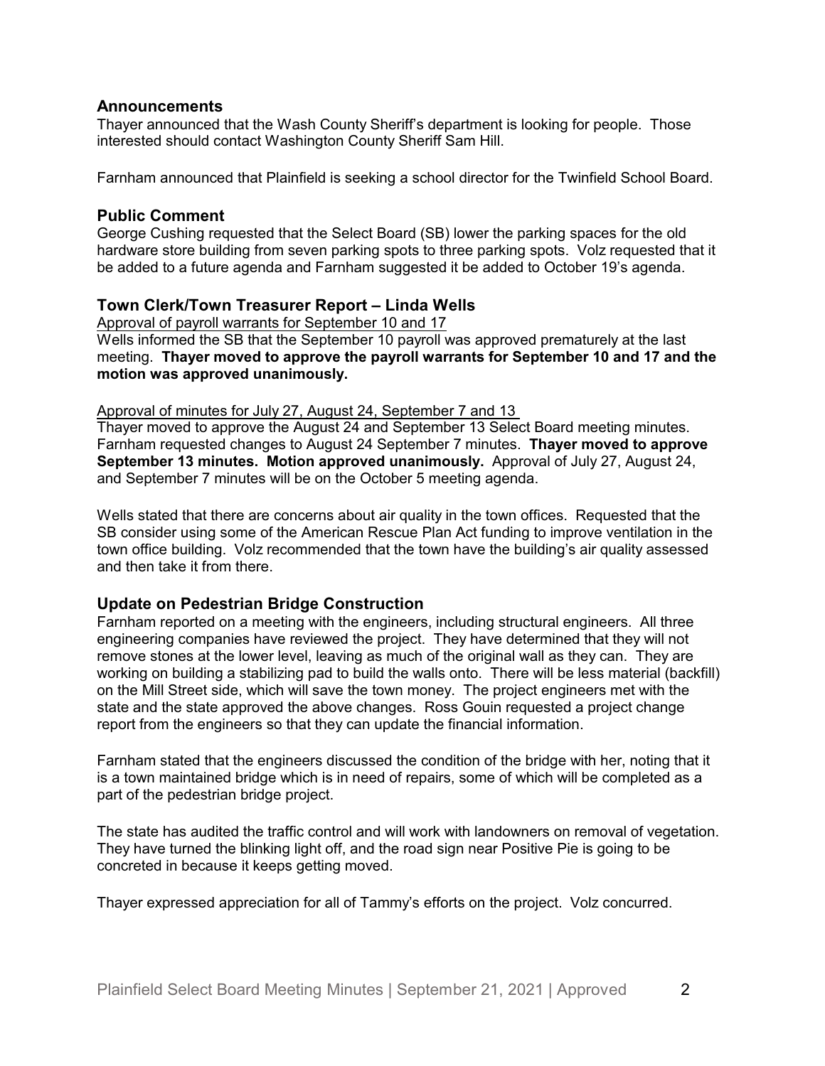## Announcements

Thayer announced that the Wash County Sheriff's department is looking for people. Those interested should contact Washington County Sheriff Sam Hill.

Farnham announced that Plainfield is seeking a school director for the Twinfield School Board.

## Public Comment

George Cushing requested that the Select Board (SB) lower the parking spaces for the old hardware store building from seven parking spots to three parking spots. Volz requested that it be added to a future agenda and Farnham suggested it be added to October 19's agenda.

## Town Clerk/Town Treasurer Report – Linda Wells

Approval of payroll warrants for September 10 and 17

Wells informed the SB that the September 10 payroll was approved prematurely at the last meeting. **Thayer moved to approve the payroll warrants for September 10 and 17 and the motion was approved unanimously.**

Approval of minutes for July 27, August 24, September 7 and 13

Thayer moved to approve the August 24 and September 13 Select Board meeting minutes. Farnham requested changes to August 24 September 7 minutes. **Thayer moved to approve September 13 minutes. Motion approved unanimously.** Approval of July 27, August 24, and September 7 minutes will be on the October 5 meeting agenda.

Wells stated that there are concerns about air quality in the town offices. Requested that the SB consider using some of the American Rescue Plan Act funding to improve ventilation in the town office building. Volz recommended that the town have the building's air quality assessed and then take it from there.

## Update on Pedestrian Bridge Construction

Farnham reported on a meeting with the engineers, including structural engineers. All three engineering companies have reviewed the project. They have determined that they will not remove stones at the lower level, leaving as much of the original wall as they can. They are working on building a stabilizing pad to build the walls onto. There will be less material (backfill) on the Mill Street side, which will save the town money. The project engineers met with the state and the state approved the above changes. Ross Gouin requested a project change report from the engineers so that they can update the financial information.

Farnham stated that the engineers discussed the condition of the bridge with her, noting that it is a town maintained bridge which is in need of repairs, some of which will be completed as a part of the pedestrian bridge project.

The state has audited the traffic control and will work with landowners on removal of vegetation. They have turned the blinking light off, and the road sign near Positive Pie is going to be concreted in because it keeps getting moved.

Thayer expressed appreciation for all of Tammy's efforts on the project. Volz concurred.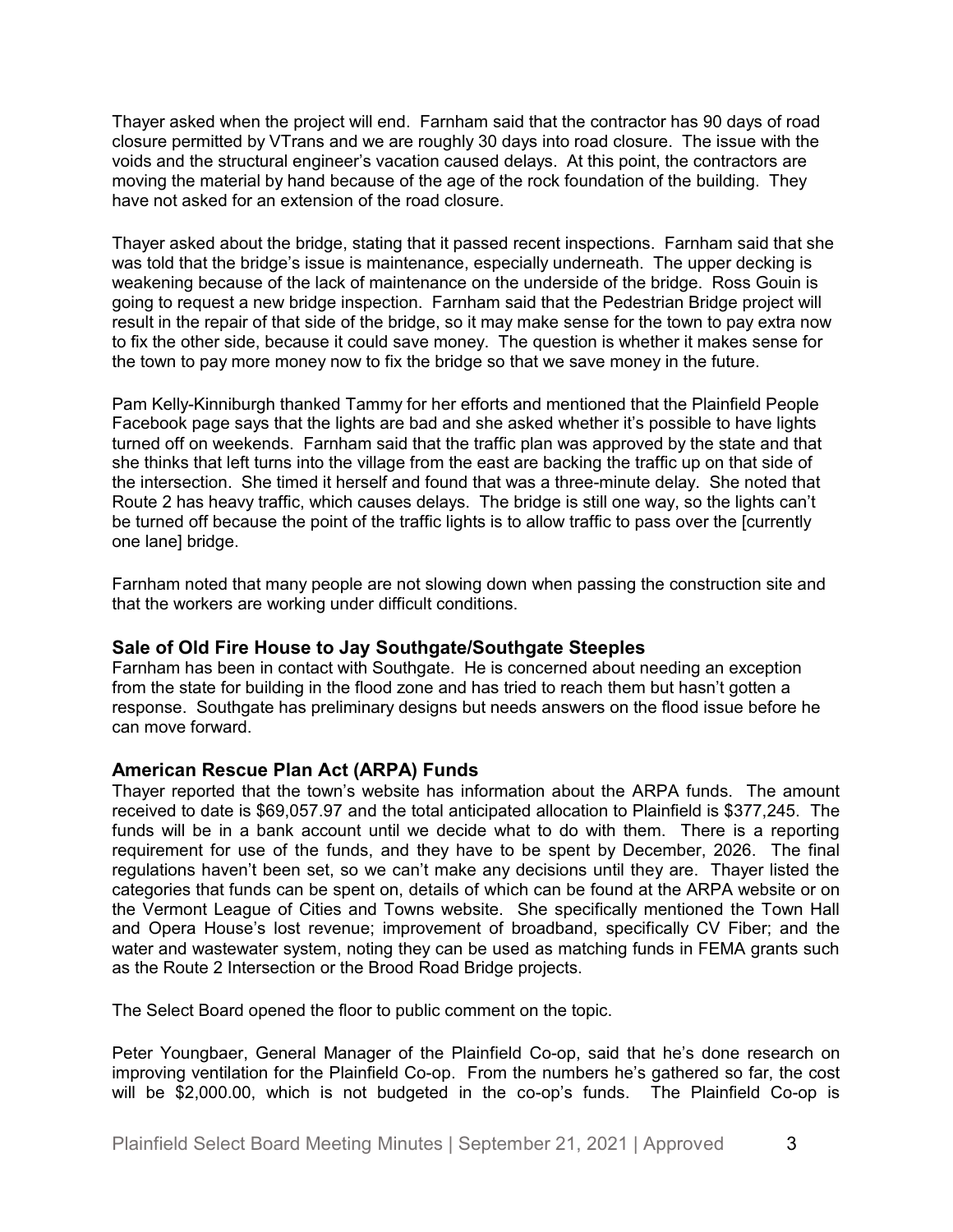Thayer asked when the project will end. Farnham said that the contractor has 90 days of road closure permitted by VTrans and we are roughly 30 days into road closure. The issue with the voids and the structural engineer's vacation caused delays. At this point, the contractors are moving the material by hand because of the age of the rock foundation of the building. They have not asked for an extension of the road closure.

Thayer asked about the bridge, stating that it passed recent inspections. Farnham said that she was told that the bridge's issue is maintenance, especially underneath. The upper decking is weakening because of the lack of maintenance on the underside of the bridge. Ross Gouin is going to request a new bridge inspection. Farnham said that the Pedestrian Bridge project will result in the repair of that side of the bridge, so it may make sense for the town to pay extra now to fix the other side, because it could save money. The question is whether it makes sense for the town to pay more money now to fix the bridge so that we save money in the future.

Pam Kelly-Kinniburgh thanked Tammy for her efforts and mentioned that the Plainfield People Facebook page says that the lights are bad and she asked whether it's possible to have lights turned off on weekends. Farnham said that the traffic plan was approved by the state and that she thinks that left turns into the village from the east are backing the traffic up on that side of the intersection. She timed it herself and found that was a three-minute delay. She noted that Route 2 has heavy traffic, which causes delays. The bridge is still one way, so the lights can't be turned off because the point of the traffic lights is to allow traffic to pass over the [currently one lane] bridge.

Farnham noted that many people are not slowing down when passing the construction site and that the workers are working under difficult conditions.

### Sale of Old Fire House to Jay Southgate/Southgate Steeples

Farnham has been in contact with Southgate. He is concerned about needing an exception from the state for building in the flood zone and has tried to reach them but hasn't gotten a response. Southgate has preliminary designs but needs answers on the flood issue before he can move forward.

### American Rescue Plan Act (ARPA) Funds

Thayer reported that the town's website has information about the ARPA funds. The amount received to date is $69,057.97 and the total anticipated allocation to Plainfield is $377,245. The funds will be in a bank account until we decide what to do with them. There is a reporting requirement for use of the funds, and they have to be spent by December, 2026. The final regulations haven't been set, so we can't make any decisions until they are. Thayer listed the categories that funds can be spent on, details of which can be found at the ARPA website or on the Vermont League of Cities and Towns website. She specifically mentioned the Town Hall and Opera House's lost revenue; improvement of broadband, specifically CV Fiber; and the water and wastewater system, noting they can be used as matching funds in FEMA grants such as the Route 2 Intersection or the Brood Road Bridge projects.

The Select Board opened the floor to public comment on the topic.

Peter Youngbaer, General Manager of the Plainfield Co-op, said that he's done research on improving ventilation for the Plainfield Co-op. From the numbers he's gathered so far, the cost will be $2,000.00, which is not budgeted in the co-op's funds. The Plainfield Co-op is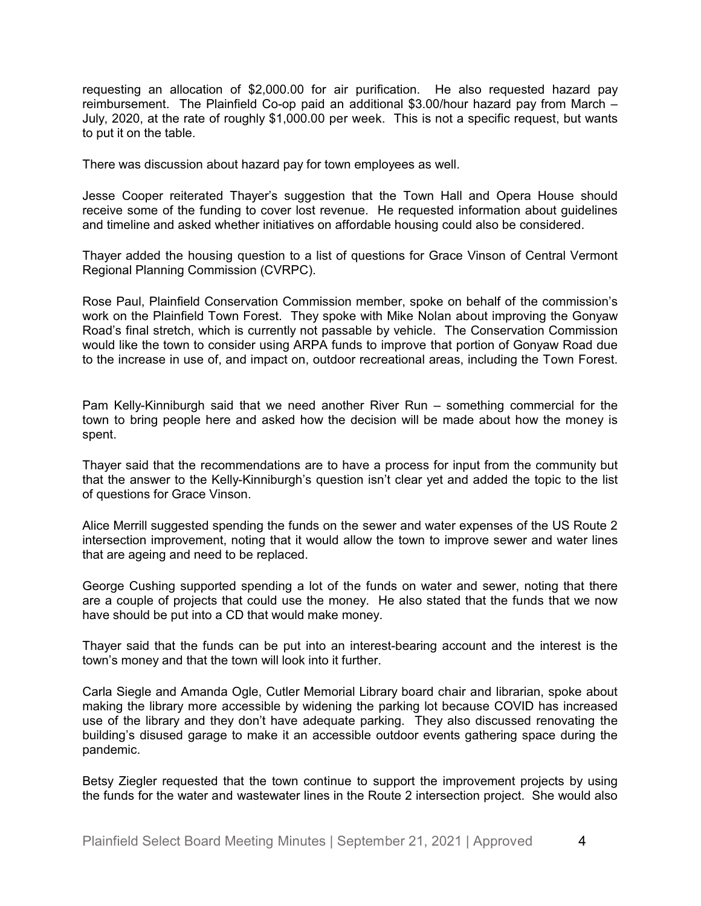requesting an allocation of $2,000.00 for air purification. He also requested hazard pay reimbursement. The Plainfield Co-op paid an additional $3.00/hour hazard pay from March – July, 2020, at the rate of roughly $1,000.00 per week. This is not a specific request, but wants to put it on the table.

There was discussion about hazard pay for town employees as well.

Jesse Cooper reiterated Thayer's suggestion that the Town Hall and Opera House should receive some of the funding to cover lost revenue. He requested information about guidelines and timeline and asked whether initiatives on affordable housing could also be considered.

Thayer added the housing question to a list of questions for Grace Vinson of Central Vermont Regional Planning Commission (CVRPC).

Rose Paul, Plainfield Conservation Commission member, spoke on behalf of the commission's work on the Plainfield Town Forest. They spoke with Mike Nolan about improving the Gonyaw Road's final stretch, which is currently not passable by vehicle. The Conservation Commission would like the town to consider using ARPA funds to improve that portion of Gonyaw Road due to the increase in use of, and impact on, outdoor recreational areas, including the Town Forest.

Pam Kelly-Kinniburgh said that we need another River Run – something commercial for the town to bring people here and asked how the decision will be made about how the money is spent.

Thayer said that the recommendations are to have a process for input from the community but that the answer to the Kelly-Kinniburgh's question isn't clear yet and added the topic to the list of questions for Grace Vinson.

Alice Merrill suggested spending the funds on the sewer and water expenses of the US Route 2 intersection improvement, noting that it would allow the town to improve sewer and water lines that are ageing and need to be replaced.

George Cushing supported spending a lot of the funds on water and sewer, noting that there are a couple of projects that could use the money. He also stated that the funds that we now have should be put into a CD that would make money.

Thayer said that the funds can be put into an interest-bearing account and the interest is the town's money and that the town will look into it further.

Carla Siegle and Amanda Ogle, Cutler Memorial Library board chair and librarian, spoke about making the library more accessible by widening the parking lot because COVID has increased use of the library and they don't have adequate parking. They also discussed renovating the building's disused garage to make it an accessible outdoor events gathering space during the pandemic.

Betsy Ziegler requested that the town continue to support the improvement projects by using the funds for the water and wastewater lines in the Route 2 intersection project. She would also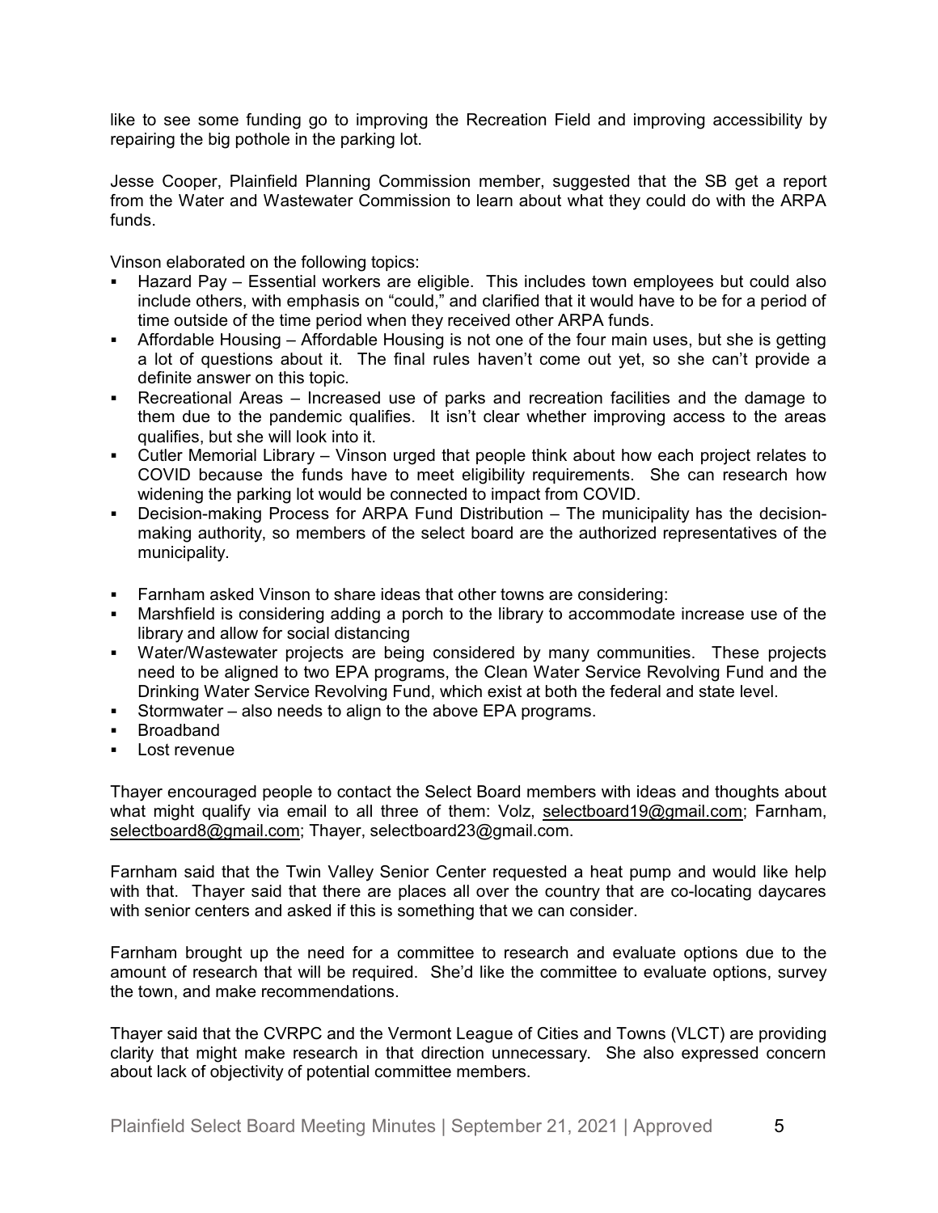like to see some funding go to improving the Recreation Field and improving accessibility by repairing the big pothole in the parking lot.

Jesse Cooper, Plainfield Planning Commission member, suggested that the SB get a report from the Water and Wastewater Commission to learn about what they could do with the ARPA funds.

Vinson elaborated on the following topics:

- Hazard Pay – Essential workers are eligible. This includes town employees but could also include others, with emphasis on "could," and clarified that it would have to be for a period of time outside of the time period when they received other ARPA funds.
- Affordable Housing – Affordable Housing is not one of the four main uses, but she is getting a lot of questions about it. The final rules haven't come out yet, so she can't provide a definite answer on this topic.
- Recreational Areas – Increased use of parks and recreation facilities and the damage to them due to the pandemic qualifies. It isn't clear whether improving access to the areas qualifies, but she will look into it.
- Cutler Memorial Library – Vinson urged that people think about how each project relates to COVID because the funds have to meet eligibility requirements. She can research how widening the parking lot would be connected to impact from COVID.
- Decision-making Process for ARPA Fund Distribution – The municipality has the decision-making authority, so members of the select board are the authorized representatives of the municipality.

- Farnham asked Vinson to share ideas that other towns are considering:
- Marshfield is considering adding a porch to the library to accommodate increase use of the library and allow for social distancing
- Water/Wastewater projects are being considered by many communities. These projects need to be aligned to two EPA programs, the Clean Water Service Revolving Fund and the Drinking Water Service Revolving Fund, which exist at both the federal and state level.
- Stormwater – also needs to align to the above EPA programs.
- Broadband
- Lost revenue

Thayer encouraged people to contact the Select Board members with ideas and thoughts about what might qualify via email to all three of them: Volz, selectboard19@gmail.com; Farnham, selectboard8@gmail.com; Thayer, selectboard23@gmail.com.

Farnham said that the Twin Valley Senior Center requested a heat pump and would like help with that. Thayer said that there are places all over the country that are co-locating daycares with senior centers and asked if this is something that we can consider.

Farnham brought up the need for a committee to research and evaluate options due to the amount of research that will be required. She'd like the committee to evaluate options, survey the town, and make recommendations.

Thayer said that the CVRPC and the Vermont League of Cities and Towns (VLCT) are providing clarity that might make research in that direction unnecessary. She also expressed concern about lack of objectivity of potential committee members.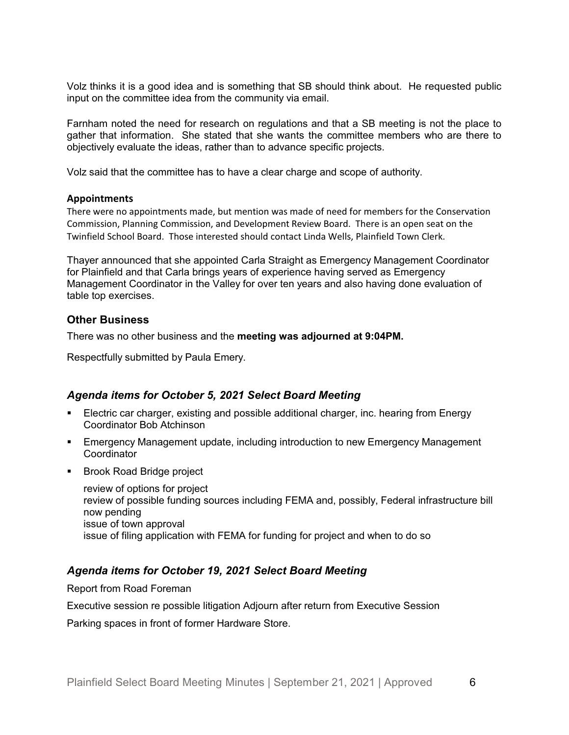Volz thinks it is a good idea and is something that SB should think about. He requested public input on the committee idea from the community via email.

Farnham noted the need for research on regulations and that a SB meeting is not the place to gather that information. She stated that she wants the committee members who are there to objectively evaluate the ideas, rather than to advance specific projects.

Volz said that the committee has to have a clear charge and scope of authority.

**Appointments**

There were no appointments made, but mention was made of need for members for the Conservation Commission, Planning Commission, and Development Review Board. There is an open seat on the Twinfield School Board. Those interested should contact Linda Wells, Plainfield Town Clerk.

Thayer announced that she appointed Carla Straight as Emergency Management Coordinator for Plainfield and that Carla brings years of experience having served as Emergency Management Coordinator in the Valley for over ten years and also having done evaluation of table top exercises.

## Other Business

There was no other business and the **meeting was adjourned at 9:04PM.**

Respectfully submitted by Paula Emery.

## *Agenda items for October 5, 2021 Select Board Meeting*

- Electric car charger, existing and possible additional charger, inc. hearing from Energy Coordinator Bob Atchinson
- Emergency Management update, including introduction to new Emergency Management Coordinator
- Brook Road Bridge project

  review of options for project
  review of possible funding sources including FEMA and, possibly, Federal infrastructure bill now pending
  issue of town approval
  issue of filing application with FEMA for funding for project and when to do so

## *Agenda items for October 19, 2021 Select Board Meeting*

Report from Road Foreman

Executive session re possible litigation Adjourn after return from Executive Session

Parking spaces in front of former Hardware Store.